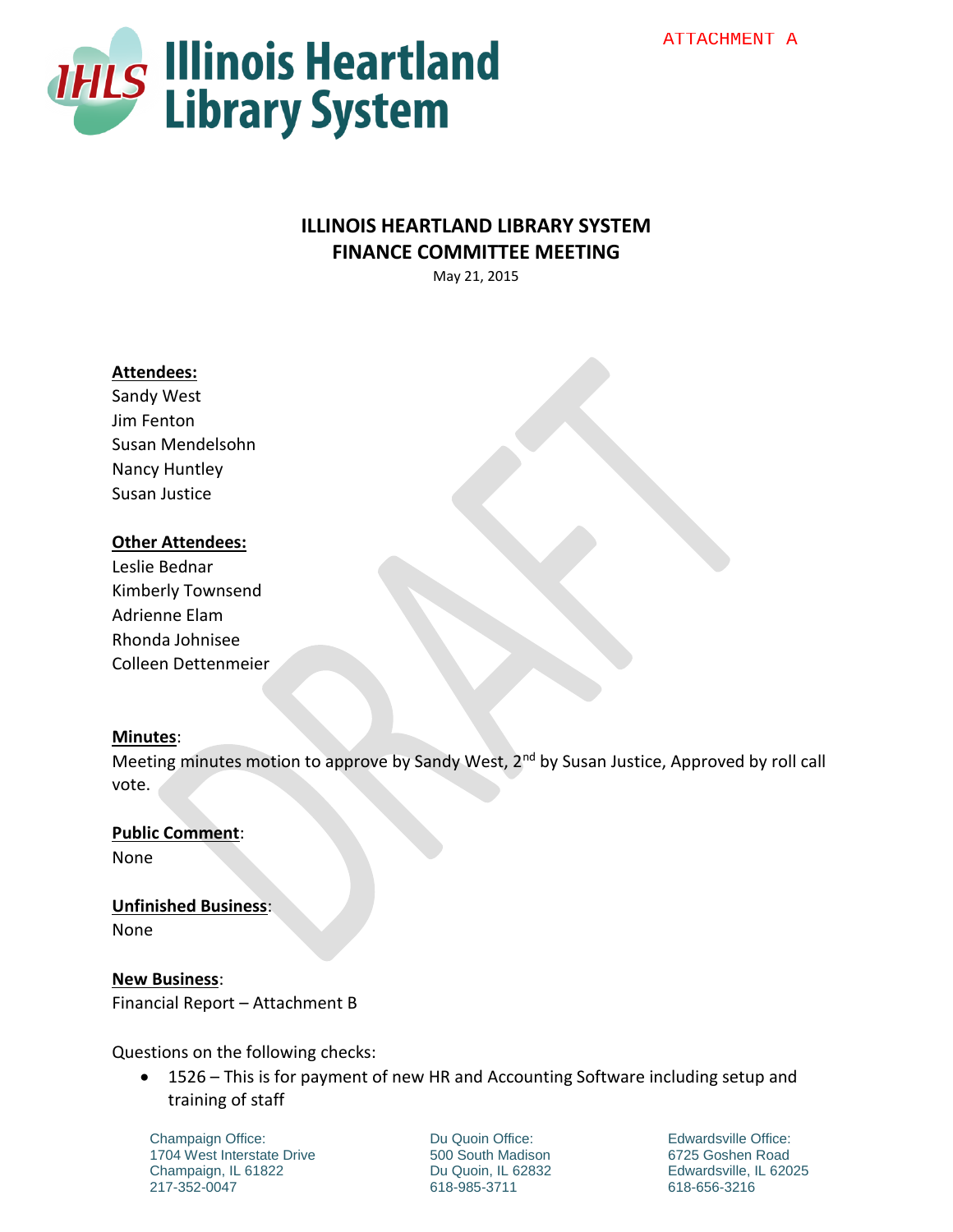ATTACHMENT A

Illinois Heartland Library System

# ILLINOIS HEARTLAND LIBRARY SYSTEM
# FINANCE COMMITTEE MEETING

May 21, 2015

**Attendees:**

Sandy West
Jim Fenton
Susan Mendelsohn
Nancy Huntley
Susan Justice

**Other Attendees:**

Leslie Bednar
Kimberly Townsend
Adrienne Elam
Rhonda Johnisee
Colleen Dettenmeier

**Minutes**:

Meeting minutes motion to approve by Sandy West, 2nd by Susan Justice, Approved by roll call vote.

**Public Comment**:

None

**Unfinished Business**:

None

**New Business**:

Financial Report – Attachment B

Questions on the following checks:

- 1526 – This is for payment of new HR and Accounting Software including setup and training of staff

Champaign Office:
1704 West Interstate Drive
Champaign, IL 61822
217-352-0047

Du Quoin Office:
500 South Madison
Du Quoin, IL 62832
618-985-3711

Edwardsville Office:
6725 Goshen Road
Edwardsville, IL 62025
618-656-3216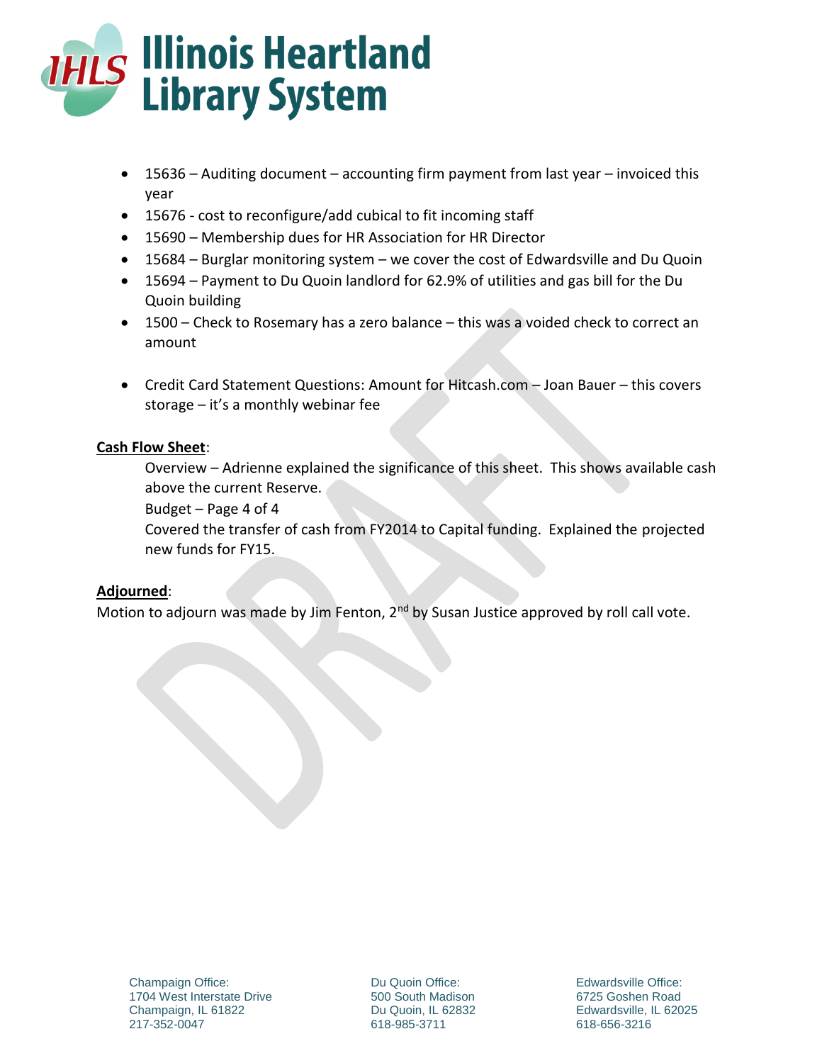- 15636 – Auditing document – accounting firm payment from last year – invoiced this year
- 15676 - cost to reconfigure/add cubical to fit incoming staff
- 15690 – Membership dues for HR Association for HR Director
- 15684 – Burglar monitoring system – we cover the cost of Edwardsville and Du Quoin
- 15694 – Payment to Du Quoin landlord for 62.9% of utilities and gas bill for the Du Quoin building
- 1500 – Check to Rosemary has a zero balance – this was a voided check to correct an amount

- Credit Card Statement Questions: Amount for Hitcash.com – Joan Bauer – this covers storage – it's a monthly webinar fee

**Cash Flow Sheet**:

Overview – Adrienne explained the significance of this sheet. This shows available cash above the current Reserve.

Budget – Page 4 of 4

Covered the transfer of cash from FY2014 to Capital funding. Explained the projected new funds for FY15.

**Adjourned**:

Motion to adjourn was made by Jim Fenton, 2nd by Susan Justice approved by roll call vote.

Champaign Office:
1704 West Interstate Drive
Champaign, IL 61822
217-352-0047

Du Quoin Office:
500 South Madison
Du Quoin, IL 62832
618-985-3711

Edwardsville Office:
6725 Goshen Road
Edwardsville, IL 62025
618-656-3216